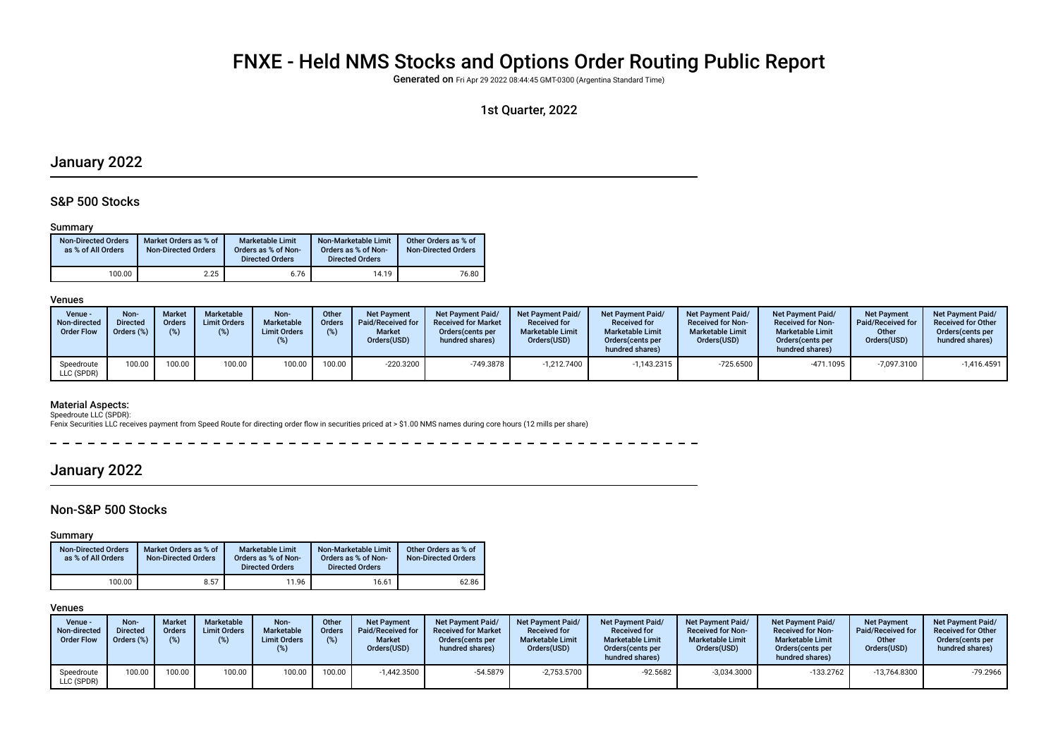# FNXE - Held NMS Stocks and Options Order Routing Public Report

**Generated on** Fri Apr 29 2022 08:44:45 GMT-0300 (Argentina Standard Time)

1st Quarter, 2022

## January 2022

### S&P 500 Stocks

#### Summary

| Non-Directed Orders as % of All Orders | Market Orders as % of Non-Directed Orders | Marketable Limit Orders as % of Non-Directed Orders | Non-Marketable Limit Orders as % of Non-Directed Orders | Other Orders as % of Non-Directed Orders |
|---|---|---|---|---|
| 100.00 | 2.25 | 6.76 | 14.19 | 76.80 |

#### Venues

| Venue - Non-directed Order Flow | Non-Directed Orders (%) | Market Orders (%) | Marketable Limit Orders (%) | Non-Marketable Limit Orders (%) | Other Orders (%) | Net Payment Paid/Received for Market Orders(USD) | Net Payment Paid/ Received for Market Orders(cents per hundred shares) | Net Payment Paid/ Received for Marketable Limit Orders(USD) | Net Payment Paid/ Received for Marketable Limit Orders(cents per hundred shares) | Net Payment Paid/ Received for Non-Marketable Limit Orders(USD) | Net Payment Paid/ Received for Non-Marketable Limit Orders(cents per hundred shares) | Net Payment Paid/Received for Other Orders(USD) | Net Payment Paid/ Received for Other Orders(cents per hundred shares) |
|---|---|---|---|---|---|---|---|---|---|---|---|---|---|
| Speedroute LLC (SPDR) | 100.00 | 100.00 | 100.00 | 100.00 | 100.00 | -220.3200 | -749.3878 | -1,212.7400 | -1,143.2315 | -725.6500 | -471.1095 | -7,097.3100 | -1,416.4591 |

#### Material Aspects:

Speedroute LLC (SPDR):

Fenix Securities LLC receives payment from Speed Route for directing order flow in securities priced at > $1.00 NMS names during core hours (12 mills per share)

## January 2022

### Non-S&P 500 Stocks

#### Summary

| Non-Directed Orders as % of All Orders | Market Orders as % of Non-Directed Orders | Marketable Limit Orders as % of Non-Directed Orders | Non-Marketable Limit Orders as % of Non-Directed Orders | Other Orders as % of Non-Directed Orders |
|---|---|---|---|---|
| 100.00 | 8.57 | 11.96 | 16.61 | 62.86 |

#### Venues

| Venue - Non-directed Order Flow | Non-Directed Orders (%) | Market Orders (%) | Marketable Limit Orders (%) | Non-Marketable Limit Orders (%) | Other Orders (%) | Net Payment Paid/Received for Market Orders(USD) | Net Payment Paid/ Received for Market Orders(cents per hundred shares) | Net Payment Paid/ Received for Marketable Limit Orders(USD) | Net Payment Paid/ Received for Marketable Limit Orders(cents per hundred shares) | Net Payment Paid/ Received for Non-Marketable Limit Orders(USD) | Net Payment Paid/ Received for Non-Marketable Limit Orders(cents per hundred shares) | Net Payment Paid/Received for Other Orders(USD) | Net Payment Paid/ Received for Other Orders(cents per hundred shares) |
|---|---|---|---|---|---|---|---|---|---|---|---|---|---|
| Speedroute LLC (SPDR) | 100.00 | 100.00 | 100.00 | 100.00 | 100.00 | -1,442.3500 | -54.5879 | -2,753.5700 | -92.5682 | -3,034.3000 | -133.2762 | -13,764.8300 | -79.2966 |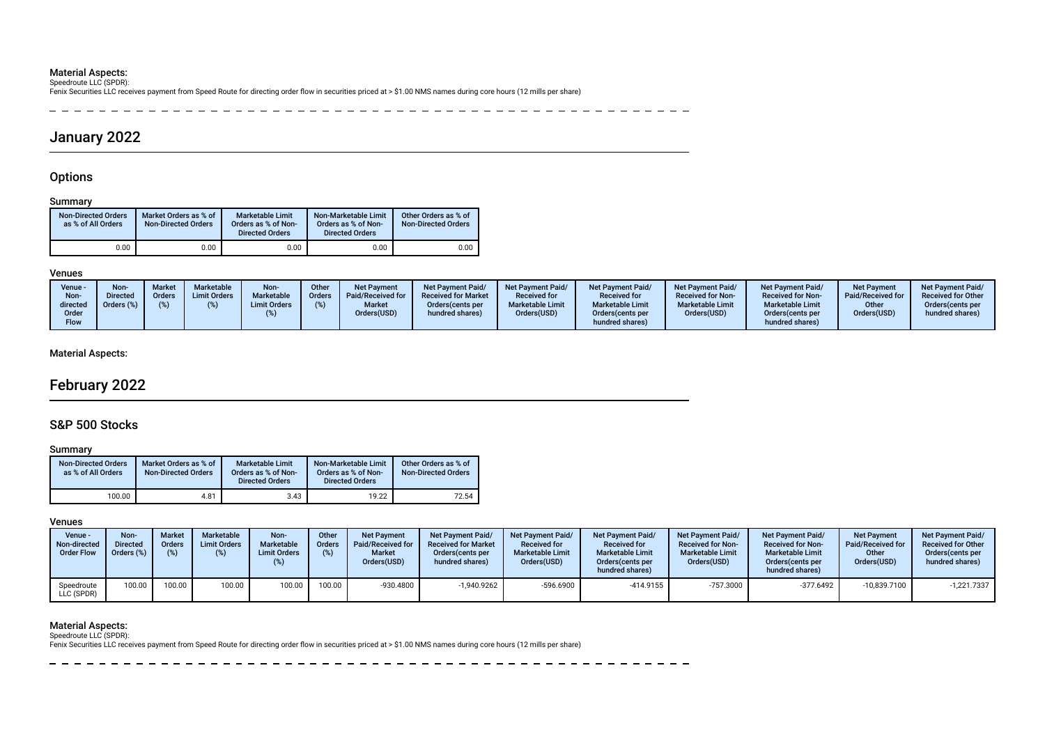### Material Aspects:

Speedroute LLC (SPDR):
Fenix Securities LLC receives payment from Speed Route for directing order flow in securities priced at > $1.00 NMS names during core hours (12 mills per share)

---

# January 2022

## Options

### Summary

| Non-Directed Orders as % of All Orders | Market Orders as % of Non-Directed Orders | Marketable Limit Orders as % of Non-Directed Orders | Non-Marketable Limit Orders as % of Non-Directed Orders | Other Orders as % of Non-Directed Orders |
|---|---|---|---|---|
| 0.00 | 0.00 | 0.00 | 0.00 | 0.00 |

### Venues

| Venue - Non-directed Order Flow | Non-Directed Orders (%) | Market Orders (%) | Marketable Limit Orders (%) | Non-Marketable Limit Orders (%) | Other Orders (%) | Net Payment Paid/Received for Market Orders(USD) | Net Payment Paid/Received for Market Orders(cents per hundred shares) | Net Payment Paid/Received for Marketable Limit Orders(USD) | Net Payment Paid/Received for Marketable Limit Orders(cents per hundred shares) | Net Payment Paid/Received for Non-Marketable Limit Orders(USD) | Net Payment Paid/Received for Non-Marketable Limit Orders(cents per hundred shares) | Net Payment Paid/Received for Other Orders(USD) | Net Payment Paid/Received for Other Orders(cents per hundred shares) |
|---|---|---|---|---|---|---|---|---|---|---|---|---|---|

### Material Aspects:

# February 2022

## S&P 500 Stocks

### Summary

| Non-Directed Orders as % of All Orders | Market Orders as % of Non-Directed Orders | Marketable Limit Orders as % of Non-Directed Orders | Non-Marketable Limit Orders as % of Non-Directed Orders | Other Orders as % of Non-Directed Orders |
|---|---|---|---|---|
| 100.00 | 4.81 | 3.43 | 19.22 | 72.54 |

### Venues

| Venue - Non-directed Order Flow | Non-Directed Orders (%) | Market Orders (%) | Marketable Limit Orders (%) | Non-Marketable Limit Orders (%) | Other Orders (%) | Net Payment Paid/Received for Market Orders(USD) | Net Payment Paid/Received for Market Orders(cents per hundred shares) | Net Payment Paid/Received for Marketable Limit Orders(USD) | Net Payment Paid/Received for Marketable Limit Orders(cents per hundred shares) | Net Payment Paid/Received for Non-Marketable Limit Orders(USD) | Net Payment Paid/Received for Non-Marketable Limit Orders(cents per hundred shares) | Net Payment Paid/Received for Other Orders(USD) | Net Payment Paid/Received for Other Orders(cents per hundred shares) |
|---|---|---|---|---|---|---|---|---|---|---|---|---|---|
| Speedroute LLC (SPDR) | 100.00 | 100.00 | 100.00 | 100.00 | 100.00 | -930.4800 | -1,940.9262 | -596.6900 | -414.9155 | -757.3000 | -377.6492 | -10,839.7100 | -1,221.7337 |

### Material Aspects:

Speedroute LLC (SPDR):
Fenix Securities LLC receives payment from Speed Route for directing order flow in securities priced at > $1.00 NMS names during core hours (12 mills per share)

---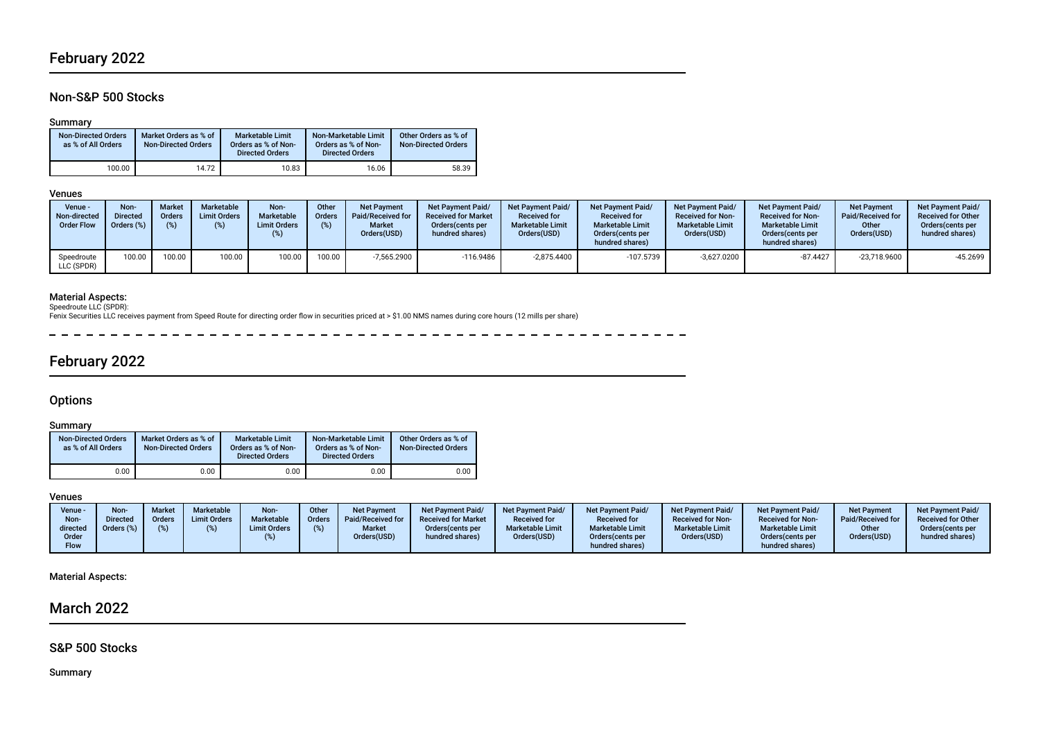## February 2022

### Non-S&P 500 Stocks

#### Summary

| Non-Directed Orders as % of All Orders | Market Orders as % of Non-Directed Orders | Marketable Limit Orders as % of Non-Directed Orders | Non-Marketable Limit Orders as % of Non-Directed Orders | Other Orders as % of Non-Directed Orders |
|---|---|---|---|---|
| 100.00 | 14.72 | 10.83 | 16.06 | 58.39 |

#### Venues

| Venue - Non-directed Order Flow | Non-Directed Orders (%) | Market Orders (%) | Marketable Limit Orders (%) | Non-Marketable Limit Orders (%) | Other Orders (%) | Net Payment Paid/Received for Market Orders(USD) | Net Payment Paid/ Received for Market Orders(cents per hundred shares) | Net Payment Paid/ Received for Marketable Limit Orders(USD) | Net Payment Paid/ Received for Marketable Limit Orders(cents per hundred shares) | Net Payment Paid/ Received for Non-Marketable Limit Orders(USD) | Net Payment Paid/ Received for Non-Marketable Limit Orders(cents per hundred shares) | Net Payment Paid/Received for Other Orders(USD) | Net Payment Paid/ Received for Other Orders(cents per hundred shares) |
|---|---|---|---|---|---|---|---|---|---|---|---|---|---|
| Speedroute LLC (SPDR) | 100.00 | 100.00 | 100.00 | 100.00 | 100.00 | -7,565.2900 | -116.9486 | -2,875.4400 | -107.5739 | -3,627.0200 | -87.4427 | -23,718.9600 | -45.2699 |

#### Material Aspects:

Speedroute LLC (SPDR):
Fenix Securities LLC receives payment from Speed Route for directing order flow in securities priced at > $1.00 NMS names during core hours (12 mills per share)

## February 2022

### Options

#### Summary

| Non-Directed Orders as % of All Orders | Market Orders as % of Non-Directed Orders | Marketable Limit Orders as % of Non-Directed Orders | Non-Marketable Limit Orders as % of Non-Directed Orders | Other Orders as % of Non-Directed Orders |
|---|---|---|---|---|
| 0.00 | 0.00 | 0.00 | 0.00 | 0.00 |

#### Venues

| Venue - Non-directed Order Flow | Non-Directed Orders (%) | Market Orders (%) | Marketable Limit Orders (%) | Non-Marketable Limit Orders (%) | Other Orders (%) | Net Payment Paid/Received for Market Orders(USD) | Net Payment Paid/ Received for Market Orders(cents per hundred shares) | Net Payment Paid/ Received for Marketable Limit Orders(USD) | Net Payment Paid/ Received for Marketable Limit Orders(cents per hundred shares) | Net Payment Paid/ Received for Non-Marketable Limit Orders(USD) | Net Payment Paid/ Received for Non-Marketable Limit Orders(cents per hundred shares) | Net Payment Paid/Received for Other Orders(USD) | Net Payment Paid/ Received for Other Orders(cents per hundred shares) |
|---|---|---|---|---|---|---|---|---|---|---|---|---|---|

#### Material Aspects:

## March 2022

### S&P 500 Stocks

#### Summary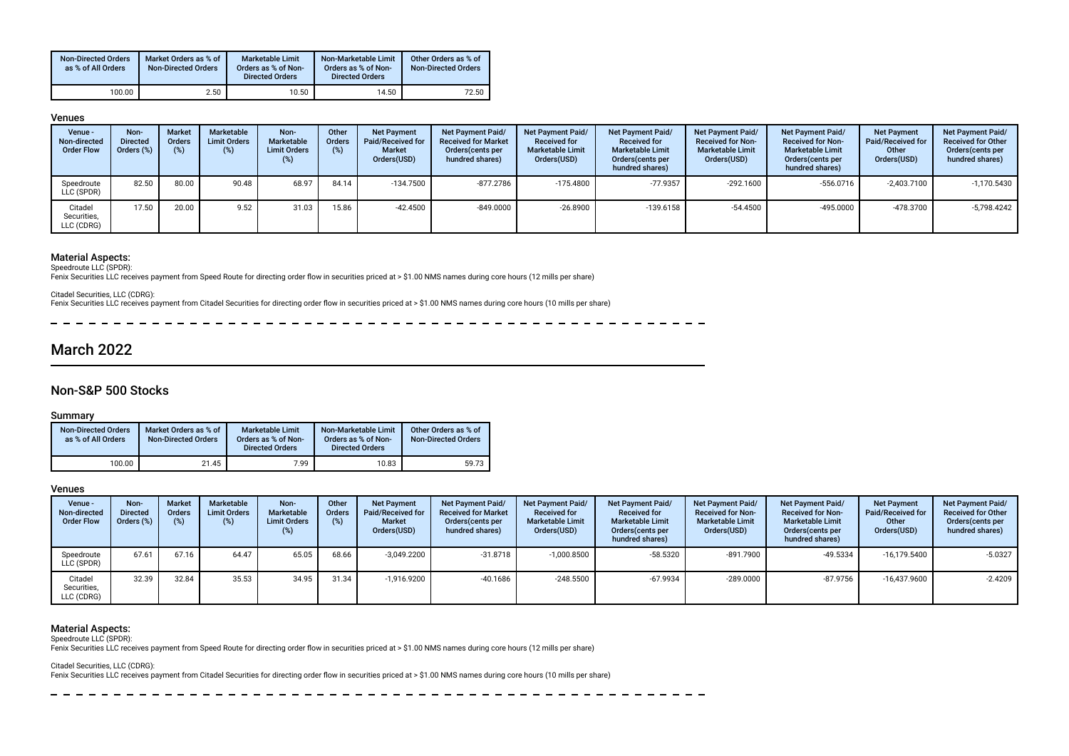| Non-Directed Orders as % of All Orders | Market Orders as % of Non-Directed Orders | Marketable Limit Orders as % of Non-Directed Orders | Non-Marketable Limit Orders as % of Non-Directed Orders | Other Orders as % of Non-Directed Orders |
|---|---|---|---|---|
| 100.00 | 2.50 | 10.50 | 14.50 | 72.50 |

### Venues

| Venue - Non-directed Order Flow | Non-Directed Orders (%) | Market Orders (%) | Marketable Limit Orders (%) | Non-Marketable Limit Orders (%) | Other Orders (%) | Net Payment Paid/Received for Market Orders(USD) | Net Payment Paid/ Received for Market Orders(cents per hundred shares) | Net Payment Paid/ Received for Marketable Limit Orders(USD) | Net Payment Paid/ Received for Marketable Limit Orders(cents per hundred shares) | Net Payment Paid/ Received for Non-Marketable Limit Orders(USD) | Net Payment Paid/ Received for Non-Marketable Limit Orders(cents per hundred shares) | Net Payment Paid/Received for Other Orders(USD) | Net Payment Paid/ Received for Other Orders(cents per hundred shares) |
|---|---|---|---|---|---|---|---|---|---|---|---|---|---|
| Speedroute LLC (SPDR) | 82.50 | 80.00 | 90.48 | 68.97 | 84.14 | -134.7500 | -877.2786 | -175.4800 | -77.9357 | -292.1600 | -556.0716 | -2,403.7100 | -1,170.5430 |
| Citadel Securities, LLC (CDRG) | 17.50 | 20.00 | 9.52 | 31.03 | 15.86 | -42.4500 | -849.0000 | -26.8900 | -139.6158 | -54.4500 | -495.0000 | -478.3700 | -5,798.4242 |

### Material Aspects:

Speedroute LLC (SPDR):
Fenix Securities LLC receives payment from Speed Route for directing order flow in securities priced at > $1.00 NMS names during core hours (12 mills per share)

Citadel Securities, LLC (CDRG):
Fenix Securities LLC receives payment from Citadel Securities for directing order flow in securities priced at > $1.00 NMS names during core hours (10 mills per share)

# March 2022

## Non-S&P 500 Stocks

### Summary

| Non-Directed Orders as % of All Orders | Market Orders as % of Non-Directed Orders | Marketable Limit Orders as % of Non-Directed Orders | Non-Marketable Limit Orders as % of Non-Directed Orders | Other Orders as % of Non-Directed Orders |
|---|---|---|---|---|
| 100.00 | 21.45 | 7.99 | 10.83 | 59.73 |

### Venues

| Venue - Non-directed Order Flow | Non-Directed Orders (%) | Market Orders (%) | Marketable Limit Orders (%) | Non-Marketable Limit Orders (%) | Other Orders (%) | Net Payment Paid/Received for Market Orders(USD) | Net Payment Paid/ Received for Market Orders(cents per hundred shares) | Net Payment Paid/ Received for Marketable Limit Orders(USD) | Net Payment Paid/ Received for Marketable Limit Orders(cents per hundred shares) | Net Payment Paid/ Received for Non-Marketable Limit Orders(USD) | Net Payment Paid/ Received for Non-Marketable Limit Orders(cents per hundred shares) | Net Payment Paid/Received for Other Orders(USD) | Net Payment Paid/ Received for Other Orders(cents per hundred shares) |
|---|---|---|---|---|---|---|---|---|---|---|---|---|---|
| Speedroute LLC (SPDR) | 67.61 | 67.16 | 64.47 | 65.05 | 68.66 | -3,049.2200 | -31.8718 | -1,000.8500 | -58.5320 | -891.7900 | -49.5334 | -16,179.5400 | -5.0327 |
| Citadel Securities, LLC (CDRG) | 32.39 | 32.84 | 35.53 | 34.95 | 31.34 | -1,916.9200 | -40.1686 | -248.5500 | -67.9934 | -289.0000 | -87.9756 | -16,437.9600 | -2.4209 |

### Material Aspects:

Speedroute LLC (SPDR):
Fenix Securities LLC receives payment from Speed Route for directing order flow in securities priced at > $1.00 NMS names during core hours (12 mills per share)

Citadel Securities, LLC (CDRG):
Fenix Securities LLC receives payment from Citadel Securities for directing order flow in securities priced at > $1.00 NMS names during core hours (10 mills per share)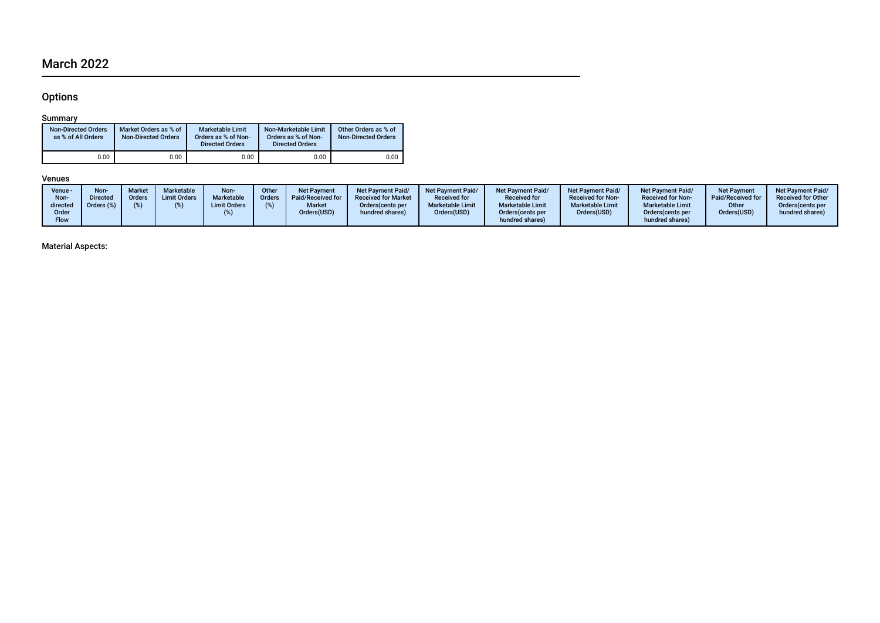# March 2022

## Options

### Summary

| Non-Directed Orders as % of All Orders | Market Orders as % of Non-Directed Orders | Marketable Limit Orders as % of Non-Directed Orders | Non-Marketable Limit Orders as % of Non-Directed Orders | Other Orders as % of Non-Directed Orders |
|---|---|---|---|---|
| 0.00 | 0.00 | 0.00 | 0.00 | 0.00 |

### Venues

| Venue - Non-directed Order Flow | Non-Directed Orders (%) | Market Orders (%) | Marketable Limit Orders (%) | Non-Marketable Limit Orders (%) | Other Orders (%) | Net Payment Paid/Received for Market Orders(USD) | Net Payment Paid/Received for Market Orders(cents per hundred shares) | Net Payment Paid/Received for Marketable Limit Orders(USD) | Net Payment Paid/Received for Marketable Limit Orders(cents per hundred shares) | Net Payment Paid/Received for Non-Marketable Limit Orders(USD) | Net Payment Paid/Received for Non-Marketable Limit Orders(cents per hundred shares) | Net Payment Paid/Received for Other Orders(USD) | Net Payment Paid/Received for Other Orders(cents per hundred shares) |
|---|---|---|---|---|---|---|---|---|---|---|---|---|---|

Material Aspects: